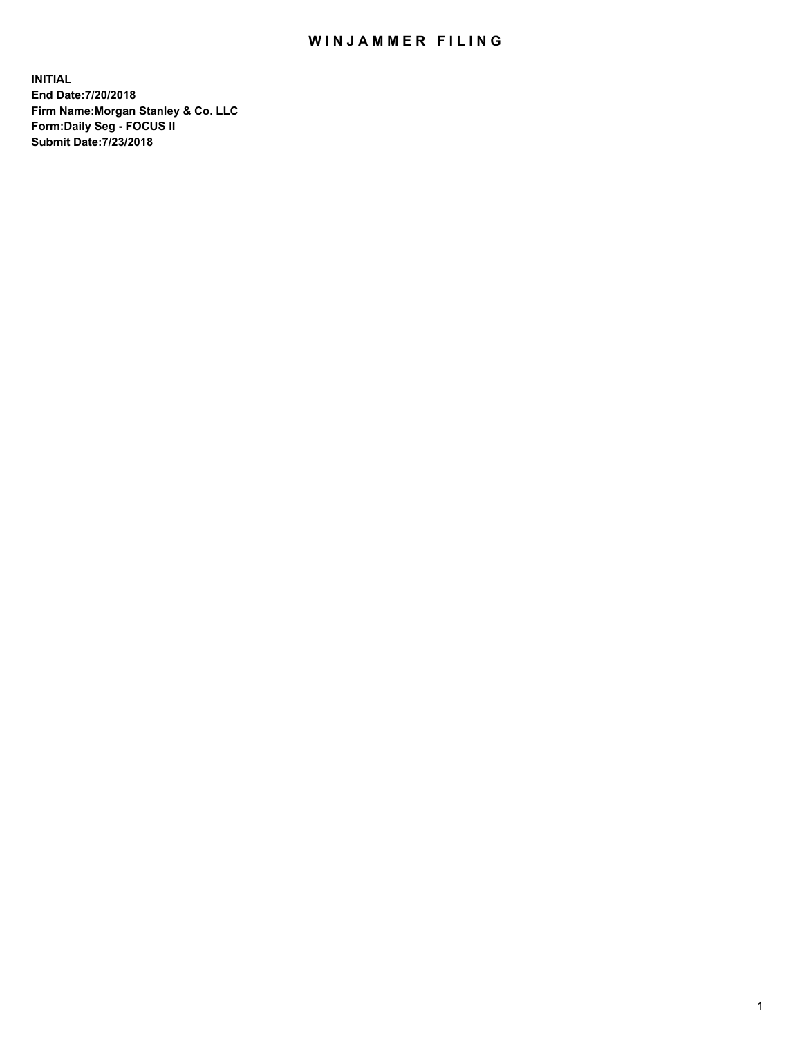# WINJAMMER FILING

**INITIAL**
**End Date:7/20/2018**
**Firm Name:Morgan Stanley & Co. LLC**
**Form:Daily Seg - FOCUS II**
**Submit Date:7/23/2018**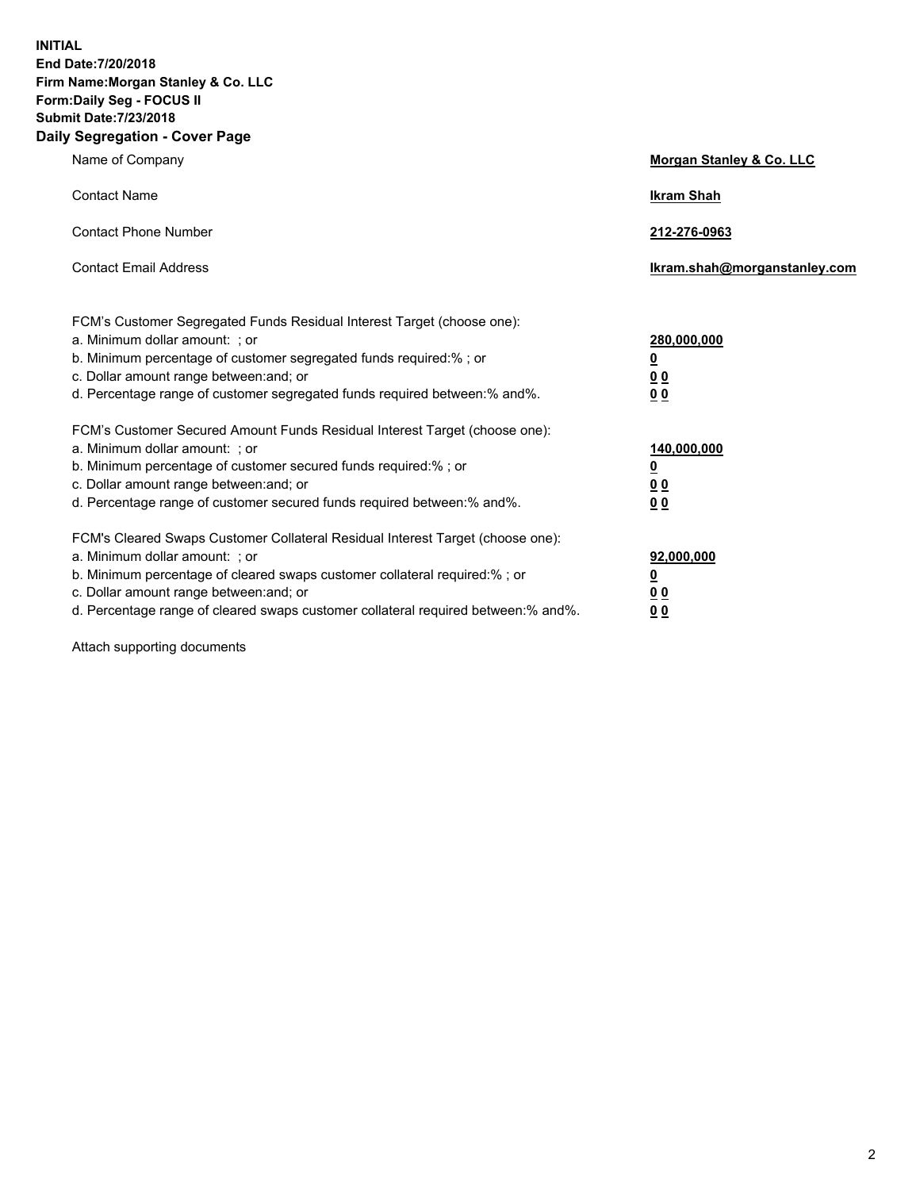**INITIAL**
**End Date:7/20/2018**
**Firm Name:Morgan Stanley & Co. LLC**
**Form:Daily Seg - FOCUS II**
**Submit Date:7/23/2018**
**Daily Segregation - Cover Page**

| | |
|---|---|
| Name of Company | **Morgan Stanley & Co. LLC** |
| Contact Name | **Ikram Shah** |
| Contact Phone Number | **212-276-0963** |
| Contact Email Address | **Ikram.shah@morganstanley.com** |

| | |
|---|---|
| FCM's Customer Segregated Funds Residual Interest Target (choose one): | |
| a. Minimum dollar amount: ; or | **280,000,000** |
| b. Minimum percentage of customer segregated funds required:% ; or | **0** |
| c. Dollar amount range between:and; or | **0 0** |
| d. Percentage range of customer segregated funds required between:% and%. | **0 0** |
| FCM's Customer Secured Amount Funds Residual Interest Target (choose one): | |
| a. Minimum dollar amount: ; or | **140,000,000** |
| b. Minimum percentage of customer secured funds required:% ; or | **0** |
| c. Dollar amount range between:and; or | **0 0** |
| d. Percentage range of customer secured funds required between:% and%. | **0 0** |
| FCM's Cleared Swaps Customer Collateral Residual Interest Target (choose one): | |
| a. Minimum dollar amount: ; or | **92,000,000** |
| b. Minimum percentage of cleared swaps customer collateral required:% ; or | **0** |
| c. Dollar amount range between:and; or | **0 0** |
| d. Percentage range of cleared swaps customer collateral required between:% and%. | **0 0** |

Attach supporting documents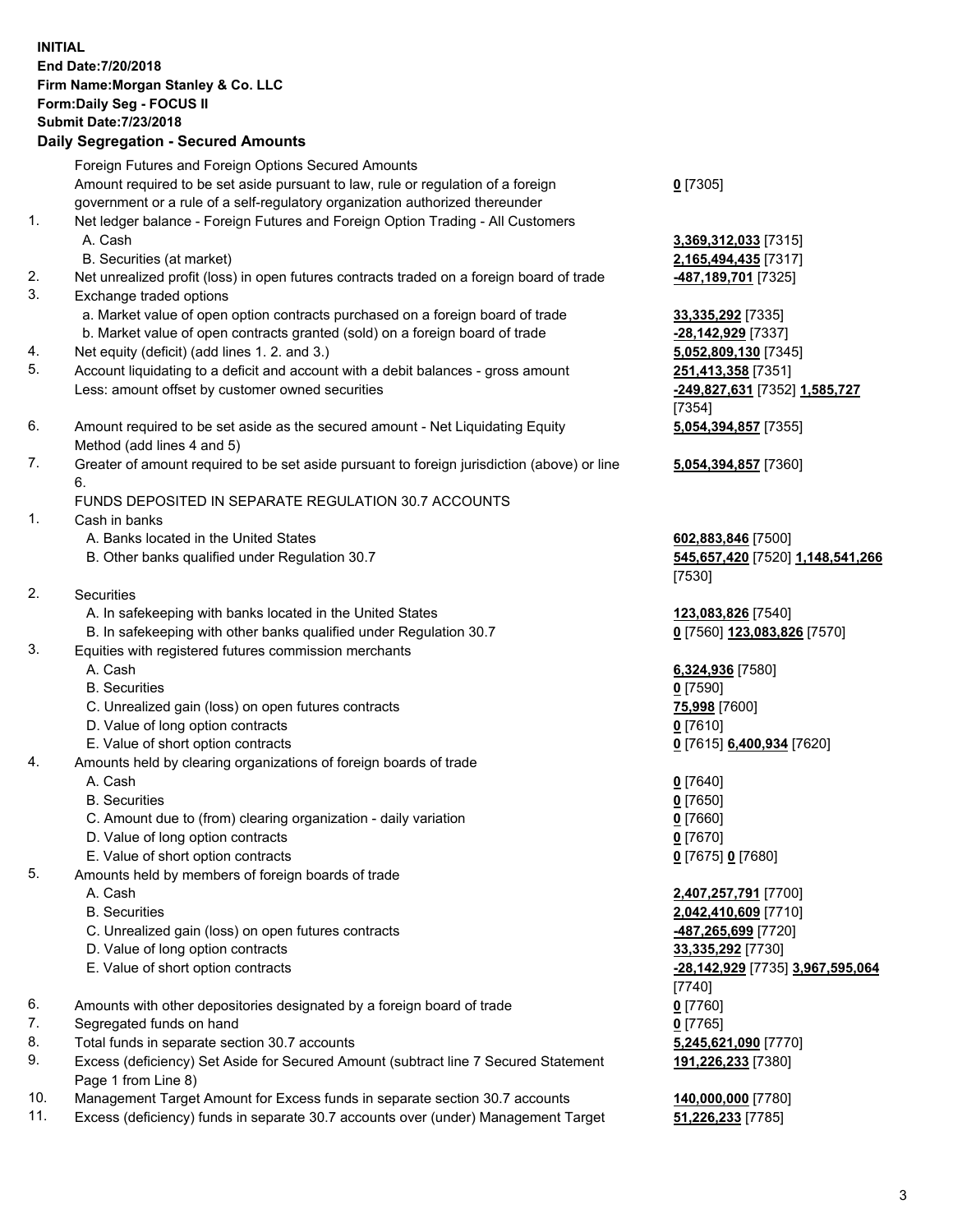**INITIAL**
**End Date:7/20/2018**
**Firm Name:Morgan Stanley & Co. LLC**
**Form:Daily Seg - FOCUS II**
**Submit Date:7/23/2018**

## Daily Segregation - Secured Amounts

| | | |
|---|---|---|
| | Foreign Futures and Foreign Options Secured Amounts | |
| | Amount required to be set aside pursuant to law, rule or regulation of a foreign government or a rule of a self-regulatory organization authorized thereunder | **0** [7305] |
| 1. | Net ledger balance - Foreign Futures and Foreign Option Trading - All Customers | |
| | A. Cash | **3,369,312,033** [7315] |
| | B. Securities (at market) | **2,165,494,435** [7317] |
| 2. | Net unrealized profit (loss) in open futures contracts traded on a foreign board of trade | **-487,189,701** [7325] |
| 3. | Exchange traded options | |
| | a. Market value of open option contracts purchased on a foreign board of trade | **33,335,292** [7335] |
| | b. Market value of open contracts granted (sold) on a foreign board of trade | **-28,142,929** [7337] |
| 4. | Net equity (deficit) (add lines 1. 2. and 3.) | **5,052,809,130** [7345] |
| 5. | Account liquidating to a deficit and account with a debit balances - gross amount | **251,413,358** [7351] |
| | Less: amount offset by customer owned securities | **-249,827,631** [7352] **1,585,727** [7354] |
| 6. | Amount required to be set aside as the secured amount - Net Liquidating Equity Method (add lines 4 and 5) | **5,054,394,857** [7355] |
| 7. | Greater of amount required to be set aside pursuant to foreign jurisdiction (above) or line 6. | **5,054,394,857** [7360] |
| | FUNDS DEPOSITED IN SEPARATE REGULATION 30.7 ACCOUNTS | |
| 1. | Cash in banks | |
| | A. Banks located in the United States | **602,883,846** [7500] |
| | B. Other banks qualified under Regulation 30.7 | **545,657,420** [7520] **1,148,541,266** [7530] |
| 2. | Securities | |
| | A. In safekeeping with banks located in the United States | **123,083,826** [7540] |
| | B. In safekeeping with other banks qualified under Regulation 30.7 | **0** [7560] **123,083,826** [7570] |
| 3. | Equities with registered futures commission merchants | |
| | A. Cash | **6,324,936** [7580] |
| | B. Securities | **0** [7590] |
| | C. Unrealized gain (loss) on open futures contracts | **75,998** [7600] |
| | D. Value of long option contracts | **0** [7610] |
| | E. Value of short option contracts | **0** [7615] **6,400,934** [7620] |
| 4. | Amounts held by clearing organizations of foreign boards of trade | |
| | A. Cash | **0** [7640] |
| | B. Securities | **0** [7650] |
| | C. Amount due to (from) clearing organization - daily variation | **0** [7660] |
| | D. Value of long option contracts | **0** [7670] |
| | E. Value of short option contracts | **0** [7675] **0** [7680] |
| 5. | Amounts held by members of foreign boards of trade | |
| | A. Cash | **2,407,257,791** [7700] |
| | B. Securities | **2,042,410,609** [7710] |
| | C. Unrealized gain (loss) on open futures contracts | **-487,265,699** [7720] |
| | D. Value of long option contracts | **33,335,292** [7730] |
| | E. Value of short option contracts | **-28,142,929** [7735] **3,967,595,064** [7740] |
| 6. | Amounts with other depositories designated by a foreign board of trade | **0** [7760] |
| 7. | Segregated funds on hand | **0** [7765] |
| 8. | Total funds in separate section 30.7 accounts | **5,245,621,090** [7770] |
| 9. | Excess (deficiency) Set Aside for Secured Amount (subtract line 7 Secured Statement Page 1 from Line 8) | **191,226,233** [7380] |
| 10. | Management Target Amount for Excess funds in separate section 30.7 accounts | **140,000,000** [7780] |
| 11. | Excess (deficiency) funds in separate 30.7 accounts over (under) Management Target | **51,226,233** [7785] |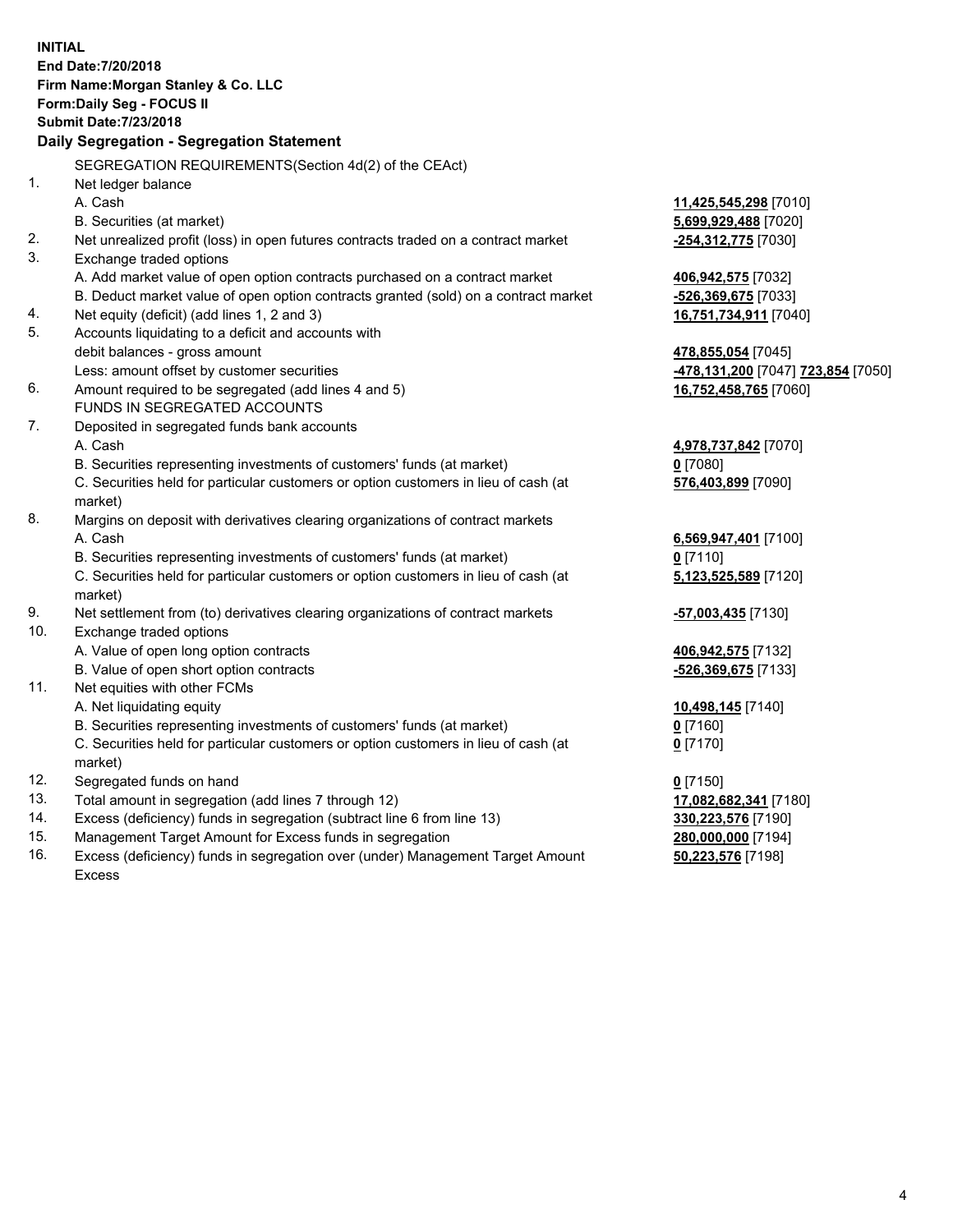**INITIAL**
**End Date:7/20/2018**
**Firm Name:Morgan Stanley & Co. LLC**
**Form:Daily Seg - FOCUS II**
**Submit Date:7/23/2018**

## Daily Segregation - Segregation Statement

SEGREGATION REQUIREMENTS(Section 4d(2) of the CEAct)

| | | |
|---|---|---|
| 1. | Net ledger balance | |
| | A. Cash | **11,425,545,298** [7010] |
| | B. Securities (at market) | **5,699,929,488** [7020] |
| 2. | Net unrealized profit (loss) in open futures contracts traded on a contract market | **-254,312,775** [7030] |
| 3. | Exchange traded options | |
| | A. Add market value of open option contracts purchased on a contract market | **406,942,575** [7032] |
| | B. Deduct market value of open option contracts granted (sold) on a contract market | **-526,369,675** [7033] |
| 4. | Net equity (deficit) (add lines 1, 2 and 3) | **16,751,734,911** [7040] |
| 5. | Accounts liquidating to a deficit and accounts with debit balances - gross amount | **478,855,054** [7045] |
| | Less: amount offset by customer securities | **-478,131,200** [7047] **723,854** [7050] |
| 6. | Amount required to be segregated (add lines 4 and 5) | **16,752,458,765** [7060] |
| | FUNDS IN SEGREGATED ACCOUNTS | |
| 7. | Deposited in segregated funds bank accounts | |
| | A. Cash | **4,978,737,842** [7070] |
| | B. Securities representing investments of customers' funds (at market) | **0** [7080] |
| | C. Securities held for particular customers or option customers in lieu of cash (at market) | **576,403,899** [7090] |
| 8. | Margins on deposit with derivatives clearing organizations of contract markets | |
| | A. Cash | **6,569,947,401** [7100] |
| | B. Securities representing investments of customers' funds (at market) | **0** [7110] |
| | C. Securities held for particular customers or option customers in lieu of cash (at market) | **5,123,525,589** [7120] |
| 9. | Net settlement from (to) derivatives clearing organizations of contract markets | **-57,003,435** [7130] |
| 10. | Exchange traded options | |
| | A. Value of open long option contracts | **406,942,575** [7132] |
| | B. Value of open short option contracts | **-526,369,675** [7133] |
| 11. | Net equities with other FCMs | |
| | A. Net liquidating equity | **10,498,145** [7140] |
| | B. Securities representing investments of customers' funds (at market) | **0** [7160] |
| | C. Securities held for particular customers or option customers in lieu of cash (at market) | **0** [7170] |
| 12. | Segregated funds on hand | **0** [7150] |
| 13. | Total amount in segregation (add lines 7 through 12) | **17,082,682,341** [7180] |
| 14. | Excess (deficiency) funds in segregation (subtract line 6 from line 13) | **330,223,576** [7190] |
| 15. | Management Target Amount for Excess funds in segregation | **280,000,000** [7194] |
| 16. | Excess (deficiency) funds in segregation over (under) Management Target Amount Excess | **50,223,576** [7198] |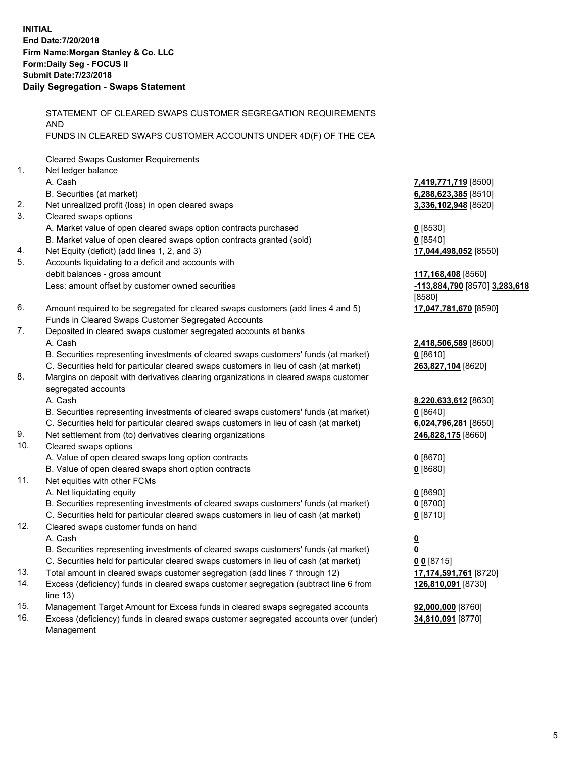**INITIAL**
**End Date:7/20/2018**
**Firm Name:Morgan Stanley & Co. LLC**
**Form:Daily Seg - FOCUS II**
**Submit Date:7/23/2018**
**Daily Segregation - Swaps Statement**

STATEMENT OF CLEARED SWAPS CUSTOMER SEGREGATION REQUIREMENTS AND FUNDS IN CLEARED SWAPS CUSTOMER ACCOUNTS UNDER 4D(F) OF THE CEA

| | | |
|---|---|---|
| | Cleared Swaps Customer Requirements | |
| 1. | Net ledger balance | |
| | A. Cash | **7,419,771,719** [8500] |
| | B. Securities (at market) | **6,288,623,385** [8510] |
| 2. | Net unrealized profit (loss) in open cleared swaps | **3,336,102,948** [8520] |
| 3. | Cleared swaps options | |
| | A. Market value of open cleared swaps option contracts purchased | **0** [8530] |
| | B. Market value of open cleared swaps option contracts granted (sold) | **0** [8540] |
| 4. | Net Equity (deficit) (add lines 1, 2, and 3) | **17,044,498,052** [8550] |
| 5. | Accounts liquidating to a deficit and accounts with debit balances - gross amount | **117,168,408** [8560] |
| | Less: amount offset by customer owned securities | **-113,884,790** [8570] **3,283,618** [8580] |
| 6. | Amount required to be segregated for cleared swaps customers (add lines 4 and 5) | **17,047,781,670** [8590] |
| | Funds in Cleared Swaps Customer Segregated Accounts | |
| 7. | Deposited in cleared swaps customer segregated accounts at banks | |
| | A. Cash | **2,418,506,589** [8600] |
| | B. Securities representing investments of cleared swaps customers' funds (at market) | **0** [8610] |
| | C. Securities held for particular cleared swaps customers in lieu of cash (at market) | **263,827,104** [8620] |
| 8. | Margins on deposit with derivatives clearing organizations in cleared swaps customer segregated accounts | |
| | A. Cash | **8,220,633,612** [8630] |
| | B. Securities representing investments of cleared swaps customers' funds (at market) | **0** [8640] |
| | C. Securities held for particular cleared swaps customers in lieu of cash (at market) | **6,024,796,281** [8650] |
| 9. | Net settlement from (to) derivatives clearing organizations | **246,828,175** [8660] |
| 10. | Cleared swaps options | |
| | A. Value of open cleared swaps long option contracts | **0** [8670] |
| | B. Value of open cleared swaps short option contracts | **0** [8680] |
| 11. | Net equities with other FCMs | |
| | A. Net liquidating equity | **0** [8690] |
| | B. Securities representing investments of cleared swaps customers' funds (at market) | **0** [8700] |
| | C. Securities held for particular cleared swaps customers in lieu of cash (at market) | **0** [8710] |
| 12. | Cleared swaps customer funds on hand | |
| | A. Cash | **0** |
| | B. Securities representing investments of cleared swaps customers' funds (at market) | **0** |
| | C. Securities held for particular cleared swaps customers in lieu of cash (at market) | **0** **0** [8715] |
| 13. | Total amount in cleared swaps customer segregation (add lines 7 through 12) | **17,174,591,761** [8720] |
| 14. | Excess (deficiency) funds in cleared swaps customer segregation (subtract line 6 from line 13) | **126,810,091** [8730] |
| 15. | Management Target Amount for Excess funds in cleared swaps segregated accounts | **92,000,000** [8760] |
| 16. | Excess (deficiency) funds in cleared swaps customer segregated accounts over (under) Management | **34,810,091** [8770] |